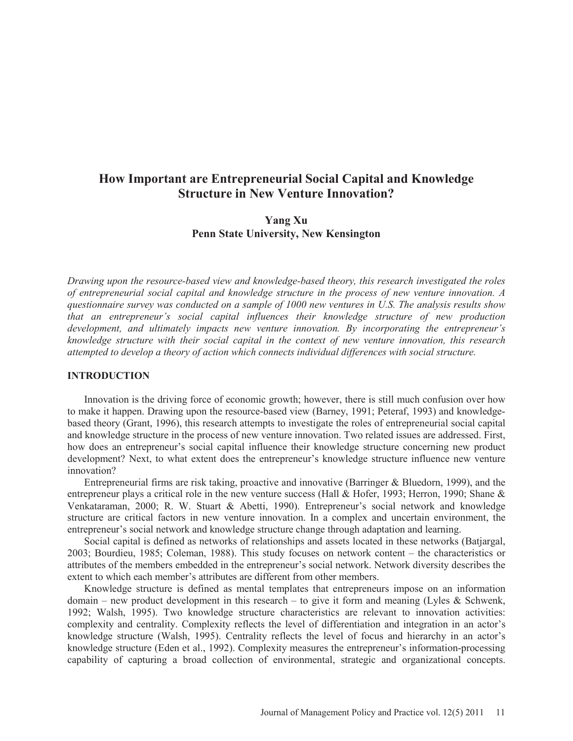# How Important are Entrepreneurial Social Capital and Knowledge Structure in New Venture Innovation?

**Yang Xu**
**Penn State University, New Kensington**

*Drawing upon the resource-based view and knowledge-based theory, this research investigated the roles of entrepreneurial social capital and knowledge structure in the process of new venture innovation. A questionnaire survey was conducted on a sample of 1000 new ventures in U.S. The analysis results show that an entrepreneur's social capital influences their knowledge structure of new production development, and ultimately impacts new venture innovation. By incorporating the entrepreneur's knowledge structure with their social capital in the context of new venture innovation, this research attempted to develop a theory of action which connects individual differences with social structure.*

## INTRODUCTION

Innovation is the driving force of economic growth; however, there is still much confusion over how to make it happen. Drawing upon the resource-based view (Barney, 1991; Peteraf, 1993) and knowledge-based theory (Grant, 1996), this research attempts to investigate the roles of entrepreneurial social capital and knowledge structure in the process of new venture innovation. Two related issues are addressed. First, how does an entrepreneur's social capital influence their knowledge structure concerning new product development? Next, to what extent does the entrepreneur's knowledge structure influence new venture innovation?

Entrepreneurial firms are risk taking, proactive and innovative (Barringer & Bluedorn, 1999), and the entrepreneur plays a critical role in the new venture success (Hall & Hofer, 1993; Herron, 1990; Shane & Venkataraman, 2000; R. W. Stuart & Abetti, 1990). Entrepreneur's social network and knowledge structure are critical factors in new venture innovation. In a complex and uncertain environment, the entrepreneur's social network and knowledge structure change through adaptation and learning.

Social capital is defined as networks of relationships and assets located in these networks (Batjargal, 2003; Bourdieu, 1985; Coleman, 1988). This study focuses on network content – the characteristics or attributes of the members embedded in the entrepreneur's social network. Network diversity describes the extent to which each member's attributes are different from other members.

Knowledge structure is defined as mental templates that entrepreneurs impose on an information domain – new product development in this research – to give it form and meaning (Lyles & Schwenk, 1992; Walsh, 1995). Two knowledge structure characteristics are relevant to innovation activities: complexity and centrality. Complexity reflects the level of differentiation and integration in an actor's knowledge structure (Walsh, 1995). Centrality reflects the level of focus and hierarchy in an actor's knowledge structure (Eden et al., 1992). Complexity measures the entrepreneur's information-processing capability of capturing a broad collection of environmental, strategic and organizational concepts.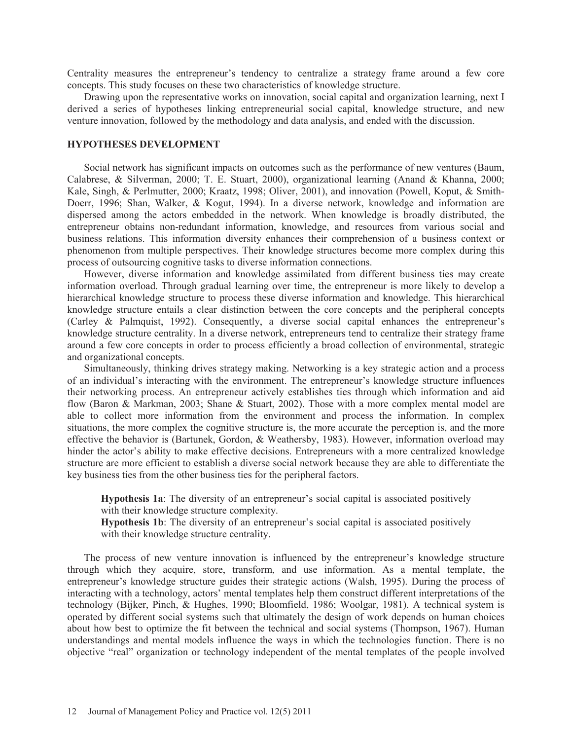Centrality measures the entrepreneur's tendency to centralize a strategy frame around a few core concepts. This study focuses on these two characteristics of knowledge structure.

Drawing upon the representative works on innovation, social capital and organization learning, next I derived a series of hypotheses linking entrepreneurial social capital, knowledge structure, and new venture innovation, followed by the methodology and data analysis, and ended with the discussion.

## HYPOTHESES DEVELOPMENT

Social network has significant impacts on outcomes such as the performance of new ventures (Baum, Calabrese, & Silverman, 2000; T. E. Stuart, 2000), organizational learning (Anand & Khanna, 2000; Kale, Singh, & Perlmutter, 2000; Kraatz, 1998; Oliver, 2001), and innovation (Powell, Koput, & Smith-Doerr, 1996; Shan, Walker, & Kogut, 1994). In a diverse network, knowledge and information are dispersed among the actors embedded in the network. When knowledge is broadly distributed, the entrepreneur obtains non-redundant information, knowledge, and resources from various social and business relations. This information diversity enhances their comprehension of a business context or phenomenon from multiple perspectives. Their knowledge structures become more complex during this process of outsourcing cognitive tasks to diverse information connections.

However, diverse information and knowledge assimilated from different business ties may create information overload. Through gradual learning over time, the entrepreneur is more likely to develop a hierarchical knowledge structure to process these diverse information and knowledge. This hierarchical knowledge structure entails a clear distinction between the core concepts and the peripheral concepts (Carley & Palmquist, 1992). Consequently, a diverse social capital enhances the entrepreneur's knowledge structure centrality. In a diverse network, entrepreneurs tend to centralize their strategy frame around a few core concepts in order to process efficiently a broad collection of environmental, strategic and organizational concepts.

Simultaneously, thinking drives strategy making. Networking is a key strategic action and a process of an individual's interacting with the environment. The entrepreneur's knowledge structure influences their networking process. An entrepreneur actively establishes ties through which information and aid flow (Baron & Markman, 2003; Shane & Stuart, 2002). Those with a more complex mental model are able to collect more information from the environment and process the information. In complex situations, the more complex the cognitive structure is, the more accurate the perception is, and the more effective the behavior is (Bartunek, Gordon, & Weathersby, 1983). However, information overload may hinder the actor's ability to make effective decisions. Entrepreneurs with a more centralized knowledge structure are more efficient to establish a diverse social network because they are able to differentiate the key business ties from the other business ties for the peripheral factors.

> **Hypothesis 1a**: The diversity of an entrepreneur's social capital is associated positively with their knowledge structure complexity.
> **Hypothesis 1b**: The diversity of an entrepreneur's social capital is associated positively with their knowledge structure centrality.

The process of new venture innovation is influenced by the entrepreneur's knowledge structure through which they acquire, store, transform, and use information. As a mental template, the entrepreneur's knowledge structure guides their strategic actions (Walsh, 1995). During the process of interacting with a technology, actors' mental templates help them construct different interpretations of the technology (Bijker, Pinch, & Hughes, 1990; Bloomfield, 1986; Woolgar, 1981). A technical system is operated by different social systems such that ultimately the design of work depends on human choices about how best to optimize the fit between the technical and social systems (Thompson, 1967). Human understandings and mental models influence the ways in which the technologies function. There is no objective "real" organization or technology independent of the mental templates of the people involved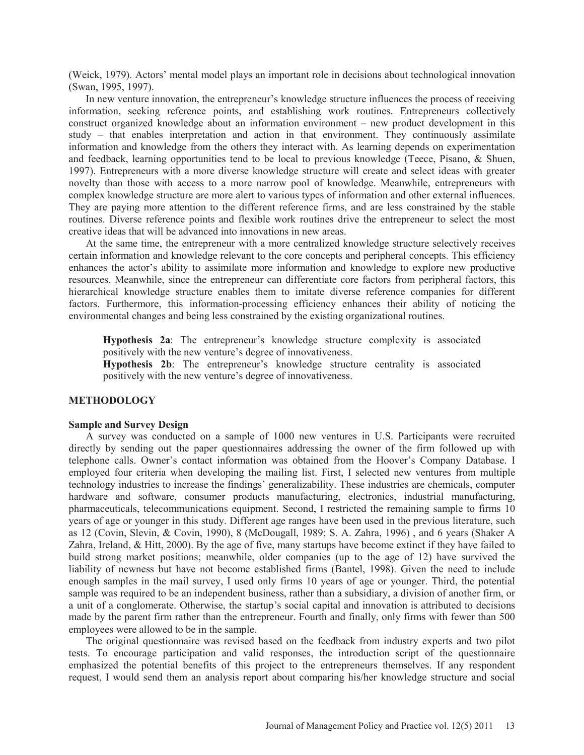(Weick, 1979). Actors' mental model plays an important role in decisions about technological innovation (Swan, 1995, 1997).

In new venture innovation, the entrepreneur's knowledge structure influences the process of receiving information, seeking reference points, and establishing work routines. Entrepreneurs collectively construct organized knowledge about an information environment – new product development in this study – that enables interpretation and action in that environment. They continuously assimilate information and knowledge from the others they interact with. As learning depends on experimentation and feedback, learning opportunities tend to be local to previous knowledge (Teece, Pisano, & Shuen, 1997). Entrepreneurs with a more diverse knowledge structure will create and select ideas with greater novelty than those with access to a more narrow pool of knowledge. Meanwhile, entrepreneurs with complex knowledge structure are more alert to various types of information and other external influences. They are paying more attention to the different reference firms, and are less constrained by the stable routines. Diverse reference points and flexible work routines drive the entrepreneur to select the most creative ideas that will be advanced into innovations in new areas.

At the same time, the entrepreneur with a more centralized knowledge structure selectively receives certain information and knowledge relevant to the core concepts and peripheral concepts. This efficiency enhances the actor's ability to assimilate more information and knowledge to explore new productive resources. Meanwhile, since the entrepreneur can differentiate core factors from peripheral factors, this hierarchical knowledge structure enables them to imitate diverse reference companies for different factors. Furthermore, this information-processing efficiency enhances their ability of noticing the environmental changes and being less constrained by the existing organizational routines.

> **Hypothesis 2a**: The entrepreneur's knowledge structure complexity is associated positively with the new venture's degree of innovativeness.
> **Hypothesis 2b**: The entrepreneur's knowledge structure centrality is associated positively with the new venture's degree of innovativeness.

## METHODOLOGY

### Sample and Survey Design

A survey was conducted on a sample of 1000 new ventures in U.S. Participants were recruited directly by sending out the paper questionnaires addressing the owner of the firm followed up with telephone calls. Owner's contact information was obtained from the Hoover's Company Database. I employed four criteria when developing the mailing list. First, I selected new ventures from multiple technology industries to increase the findings' generalizability. These industries are chemicals, computer hardware and software, consumer products manufacturing, electronics, industrial manufacturing, pharmaceuticals, telecommunications equipment. Second, I restricted the remaining sample to firms 10 years of age or younger in this study. Different age ranges have been used in the previous literature, such as 12 (Covin, Slevin, & Covin, 1990), 8 (McDougall, 1989; S. A. Zahra, 1996) , and 6 years (Shaker A Zahra, Ireland, & Hitt, 2000). By the age of five, many startups have become extinct if they have failed to build strong market positions; meanwhile, older companies (up to the age of 12) have survived the liability of newness but have not become established firms (Bantel, 1998). Given the need to include enough samples in the mail survey, I used only firms 10 years of age or younger. Third, the potential sample was required to be an independent business, rather than a subsidiary, a division of another firm, or a unit of a conglomerate. Otherwise, the startup's social capital and innovation is attributed to decisions made by the parent firm rather than the entrepreneur. Fourth and finally, only firms with fewer than 500 employees were allowed to be in the sample.

The original questionnaire was revised based on the feedback from industry experts and two pilot tests. To encourage participation and valid responses, the introduction script of the questionnaire emphasized the potential benefits of this project to the entrepreneurs themselves. If any respondent request, I would send them an analysis report about comparing his/her knowledge structure and social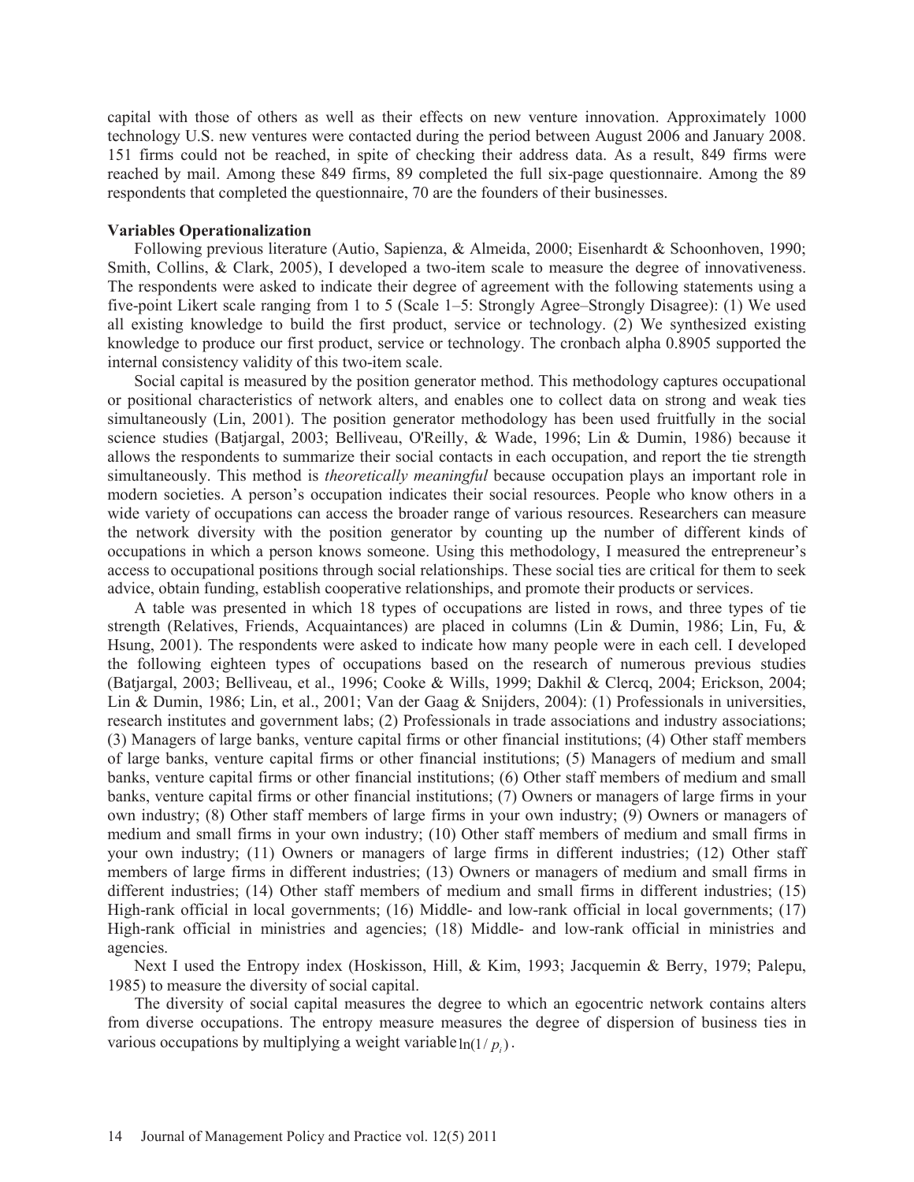capital with those of others as well as their effects on new venture innovation. Approximately 1000 technology U.S. new ventures were contacted during the period between August 2006 and January 2008. 151 firms could not be reached, in spite of checking their address data. As a result, 849 firms were reached by mail. Among these 849 firms, 89 completed the full six-page questionnaire. Among the 89 respondents that completed the questionnaire, 70 are the founders of their businesses.

### Variables Operationalization

Following previous literature (Autio, Sapienza, & Almeida, 2000; Eisenhardt & Schoonhoven, 1990; Smith, Collins, & Clark, 2005), I developed a two-item scale to measure the degree of innovativeness. The respondents were asked to indicate their degree of agreement with the following statements using a five-point Likert scale ranging from 1 to 5 (Scale 1–5: Strongly Agree–Strongly Disagree): (1) We used all existing knowledge to build the first product, service or technology. (2) We synthesized existing knowledge to produce our first product, service or technology. The cronbach alpha 0.8905 supported the internal consistency validity of this two-item scale.

Social capital is measured by the position generator method. This methodology captures occupational or positional characteristics of network alters, and enables one to collect data on strong and weak ties simultaneously (Lin, 2001). The position generator methodology has been used fruitfully in the social science studies (Batjargal, 2003; Belliveau, O'Reilly, & Wade, 1996; Lin & Dumin, 1986) because it allows the respondents to summarize their social contacts in each occupation, and report the tie strength simultaneously. This method is *theoretically meaningful* because occupation plays an important role in modern societies. A person's occupation indicates their social resources. People who know others in a wide variety of occupations can access the broader range of various resources. Researchers can measure the network diversity with the position generator by counting up the number of different kinds of occupations in which a person knows someone. Using this methodology, I measured the entrepreneur's access to occupational positions through social relationships. These social ties are critical for them to seek advice, obtain funding, establish cooperative relationships, and promote their products or services.

A table was presented in which 18 types of occupations are listed in rows, and three types of tie strength (Relatives, Friends, Acquaintances) are placed in columns (Lin & Dumin, 1986; Lin, Fu, & Hsung, 2001). The respondents were asked to indicate how many people were in each cell. I developed the following eighteen types of occupations based on the research of numerous previous studies (Batjargal, 2003; Belliveau, et al., 1996; Cooke & Wills, 1999; Dakhil & Clercq, 2004; Erickson, 2004; Lin & Dumin, 1986; Lin, et al., 2001; Van der Gaag & Snijders, 2004): (1) Professionals in universities, research institutes and government labs; (2) Professionals in trade associations and industry associations; (3) Managers of large banks, venture capital firms or other financial institutions; (4) Other staff members of large banks, venture capital firms or other financial institutions; (5) Managers of medium and small banks, venture capital firms or other financial institutions; (6) Other staff members of medium and small banks, venture capital firms or other financial institutions; (7) Owners or managers of large firms in your own industry; (8) Other staff members of large firms in your own industry; (9) Owners or managers of medium and small firms in your own industry; (10) Other staff members of medium and small firms in your own industry; (11) Owners or managers of large firms in different industries; (12) Other staff members of large firms in different industries; (13) Owners or managers of medium and small firms in different industries; (14) Other staff members of medium and small firms in different industries; (15) High-rank official in local governments; (16) Middle- and low-rank official in local governments; (17) High-rank official in ministries and agencies; (18) Middle- and low-rank official in ministries and agencies.

Next I used the Entropy index (Hoskisson, Hill, & Kim, 1993; Jacquemin & Berry, 1979; Palepu, 1985) to measure the diversity of social capital.

The diversity of social capital measures the degree to which an egocentric network contains alters from diverse occupations. The entropy measure measures the degree of dispersion of business ties in various occupations by multiplying a weight variable $\ln(1/p_i)$.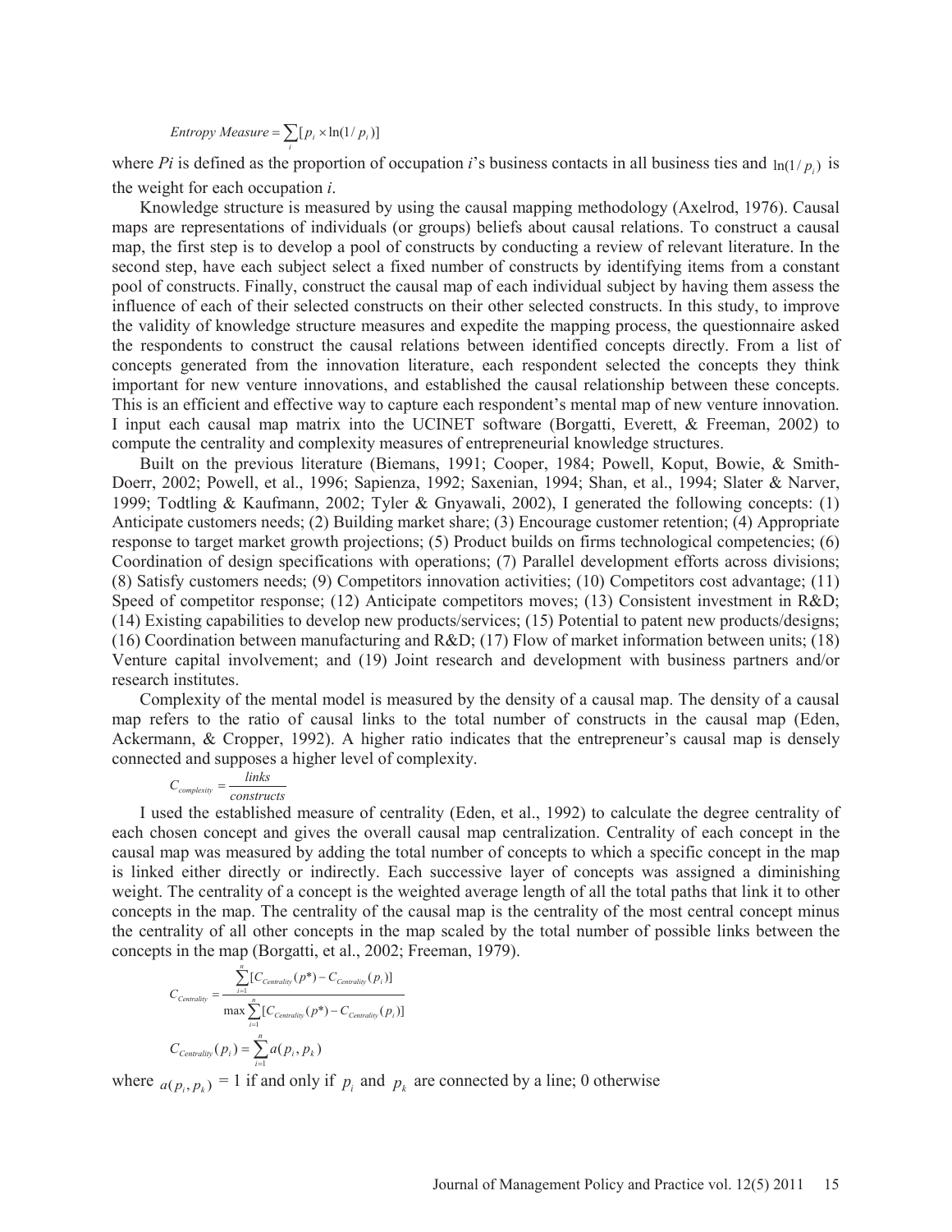$$Entropy\ Measure = \sum_i [p_i \times \ln(1/p_i)]$$

where *Pi* is defined as the proportion of occupation *i*'s business contacts in all business ties and $\ln(1/p_i)$ is the weight for each occupation *i*.

Knowledge structure is measured by using the causal mapping methodology (Axelrod, 1976). Causal maps are representations of individuals (or groups) beliefs about causal relations. To construct a causal map, the first step is to develop a pool of constructs by conducting a review of relevant literature. In the second step, have each subject select a fixed number of constructs by identifying items from a constant pool of constructs. Finally, construct the causal map of each individual subject by having them assess the influence of each of their selected constructs on their other selected constructs. In this study, to improve the validity of knowledge structure measures and expedite the mapping process, the questionnaire asked the respondents to construct the causal relations between identified concepts directly. From a list of concepts generated from the innovation literature, each respondent selected the concepts they think important for new venture innovations, and established the causal relationship between these concepts. This is an efficient and effective way to capture each respondent's mental map of new venture innovation. I input each causal map matrix into the UCINET software (Borgatti, Everett, & Freeman, 2002) to compute the centrality and complexity measures of entrepreneurial knowledge structures.

Built on the previous literature (Biemans, 1991; Cooper, 1984; Powell, Koput, Bowie, & Smith-Doerr, 2002; Powell, et al., 1996; Sapienza, 1992; Saxenian, 1994; Shan, et al., 1994; Slater & Narver, 1999; Todtling & Kaufmann, 2002; Tyler & Gnyawali, 2002), I generated the following concepts: (1) Anticipate customers needs; (2) Building market share; (3) Encourage customer retention; (4) Appropriate response to target market growth projections; (5) Product builds on firms technological competencies; (6) Coordination of design specifications with operations; (7) Parallel development efforts across divisions; (8) Satisfy customers needs; (9) Competitors innovation activities; (10) Competitors cost advantage; (11) Speed of competitor response; (12) Anticipate competitors moves; (13) Consistent investment in R&D; (14) Existing capabilities to develop new products/services; (15) Potential to patent new products/designs; (16) Coordination between manufacturing and R&D; (17) Flow of market information between units; (18) Venture capital involvement; and (19) Joint research and development with business partners and/or research institutes.

Complexity of the mental model is measured by the density of a causal map. The density of a causal map refers to the ratio of causal links to the total number of constructs in the causal map (Eden, Ackermann, & Cropper, 1992). A higher ratio indicates that the entrepreneur's causal map is densely connected and supposes a higher level of complexity.

$$C_{complexity} = \frac{links}{constructs}$$

I used the established measure of centrality (Eden, et al., 1992) to calculate the degree centrality of each chosen concept and gives the overall causal map centralization. Centrality of each concept in the causal map was measured by adding the total number of concepts to which a specific concept in the map is linked either directly or indirectly. Each successive layer of concepts was assigned a diminishing weight. The centrality of a concept is the weighted average length of all the total paths that link it to other concepts in the map. The centrality of the causal map is the centrality of the most central concept minus the centrality of all other concepts in the map scaled by the total number of possible links between the concepts in the map (Borgatti, et al., 2002; Freeman, 1979).

$$C_{Centrality} = \frac{\sum_{i=1}^{n}[C_{Centrality}(p^*) - C_{Centrality}(p_i)]}{\max \sum_{i=1}^{n}[C_{Centrality}(p^*) - C_{Centrality}(p_i)]}$$

$$C_{Centrality}(p_i) = \sum_{i=1}^{n} a(p_i, p_k)$$

where $a(p_i, p_k) = 1$ if and only if $p_i$ and $p_k$ are connected by a line; 0 otherwise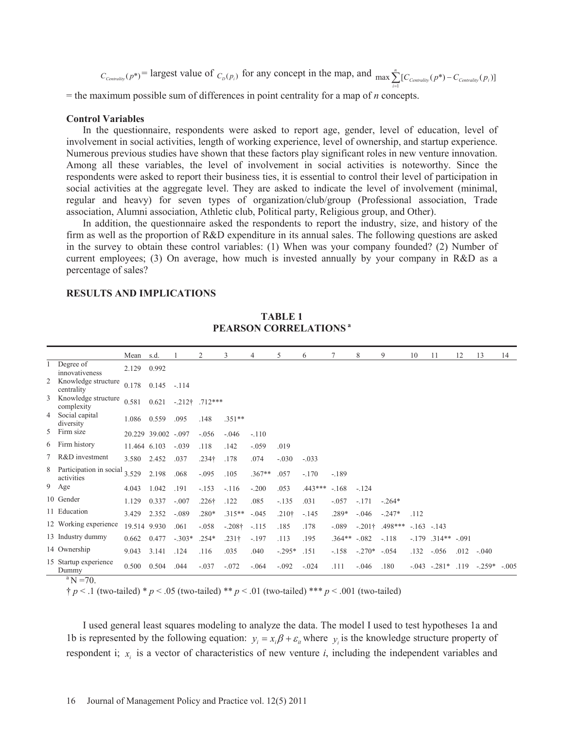$C_{Centrality}(p^*)$ = largest value of $C_D(p_i)$ for any concept in the map, and $\max \sum_{i=1}^{n}[C_{Centrality}(p^*) - C_{Centrality}(p_i)]$

= the maximum possible sum of differences in point centrality for a map of *n* concepts.

### Control Variables

In the questionnaire, respondents were asked to report age, gender, level of education, level of involvement in social activities, length of working experience, level of ownership, and startup experience. Numerous previous studies have shown that these factors play significant roles in new venture innovation. Among all these variables, the level of involvement in social activities is noteworthy. Since the respondents were asked to report their business ties, it is essential to control their level of participation in social activities at the aggregate level. They are asked to indicate the level of involvement (minimal, regular and heavy) for seven types of organization/club/group (Professional association, Trade association, Alumni association, Athletic club, Political party, Religious group, and Other).

In addition, the questionnaire asked the respondents to report the industry, size, and history of the firm as well as the proportion of R&D expenditure in its annual sales. The following questions are asked in the survey to obtain these control variables: (1) When was your company founded? (2) Number of current employees; (3) On average, how much is invested annually by your company in R&D as a percentage of sales?

## RESULTS AND IMPLICATIONS

**TABLE 1**
**PEARSON CORRELATIONS [a]**

| | | Mean | s.d. | 1 | 2 | 3 | 4 | 5 | 6 | 7 | 8 | 9 | 10 | 11 | 12 | 13 | 14 |
|---|---|---|---|---|---|---|---|---|---|---|---|---|---|---|---|---|---|
| 1 | Degree of innovativeness | 2.129 | 0.992 | | | | | | | | | | | | | | |
| 2 | Knowledge structure centrality | 0.178 | 0.145 | -.114 | | | | | | | | | | | | | |
| 3 | Knowledge structure complexity | 0.581 | 0.621 | -.212† | .712*** | | | | | | | | | | | | |
| 4 | Social capital diversity | 1.086 | 0.559 | .095 | .148 | .351** | | | | | | | | | | | |
| 5 | Firm size | 20.229 | 39.002 | -.097 | -.056 | -.046 | -.110 | | | | | | | | | | |
| 6 | Firm history | 11.464 | 6.103 | -.039 | .118 | .142 | -.059 | .019 | | | | | | | | | |
| 7 | R&D investment | 3.580 | 2.452 | .037 | .234† | .178 | .074 | -.030 | -.033 | | | | | | | | |
| 8 | Participation in social activities | 3.529 | 2.198 | .068 | -.095 | .105 | .367** | .057 | -.170 | -.189 | | | | | | | |
| 9 | Age | 4.043 | 1.042 | .191 | -.153 | -.116 | -.200 | .053 | .443*** | -.168 | -.124 | | | | | | |
| 10 | Gender | 1.129 | 0.337 | -.007 | .226† | .122 | .085 | -.135 | .031 | -.057 | -.171 | -.264* | | | | | |
| 11 | Education | 3.429 | 2.352 | -.089 | .280* | .315** | -.045 | .210† | -.145 | .289* | -.046 | -.247* | .112 | | | | |
| 12 | Working experience | 19.514 | 9.930 | .061 | -.058 | -.208† | -.115 | .185 | .178 | -.089 | -.201† | .498*** | -.163 | -.143 | | | |
| 13 | Industry dummy | 0.662 | 0.477 | -.303* | .254* | .231† | -.197 | .113 | .195 | .364** | -.082 | -.118 | -.179 | .314** | -.091 | | |
| 14 | Ownership | 9.043 | 3.141 | .124 | .116 | .035 | .040 | -.295* | .151 | -.158 | -.270* | -.054 | .132 | -.056 | .012 | -.040 | |
| 15 | Startup experience Dummy | 0.500 | 0.504 | .044 | -.037 | -.072 | -.064 | -.092 | -.024 | .111 | -.046 | .180 | -.043 | -.281* | .119 | -.259* | -.005 |

[a] N =70.

† $p < .1$ (two-tailed) * $p < .05$ (two-tailed) ** $p < .01$ (two-tailed) *** $p < .001$ (two-tailed)

I used general least squares modeling to analyze the data. The model I used to test hypotheses 1a and 1b is represented by the following equation: $y_i = x_i\beta + \varepsilon_{it}$ where $y_i$ is the knowledge structure property of respondent i; $x_i$ is a vector of characteristics of new venture *i*, including the independent variables and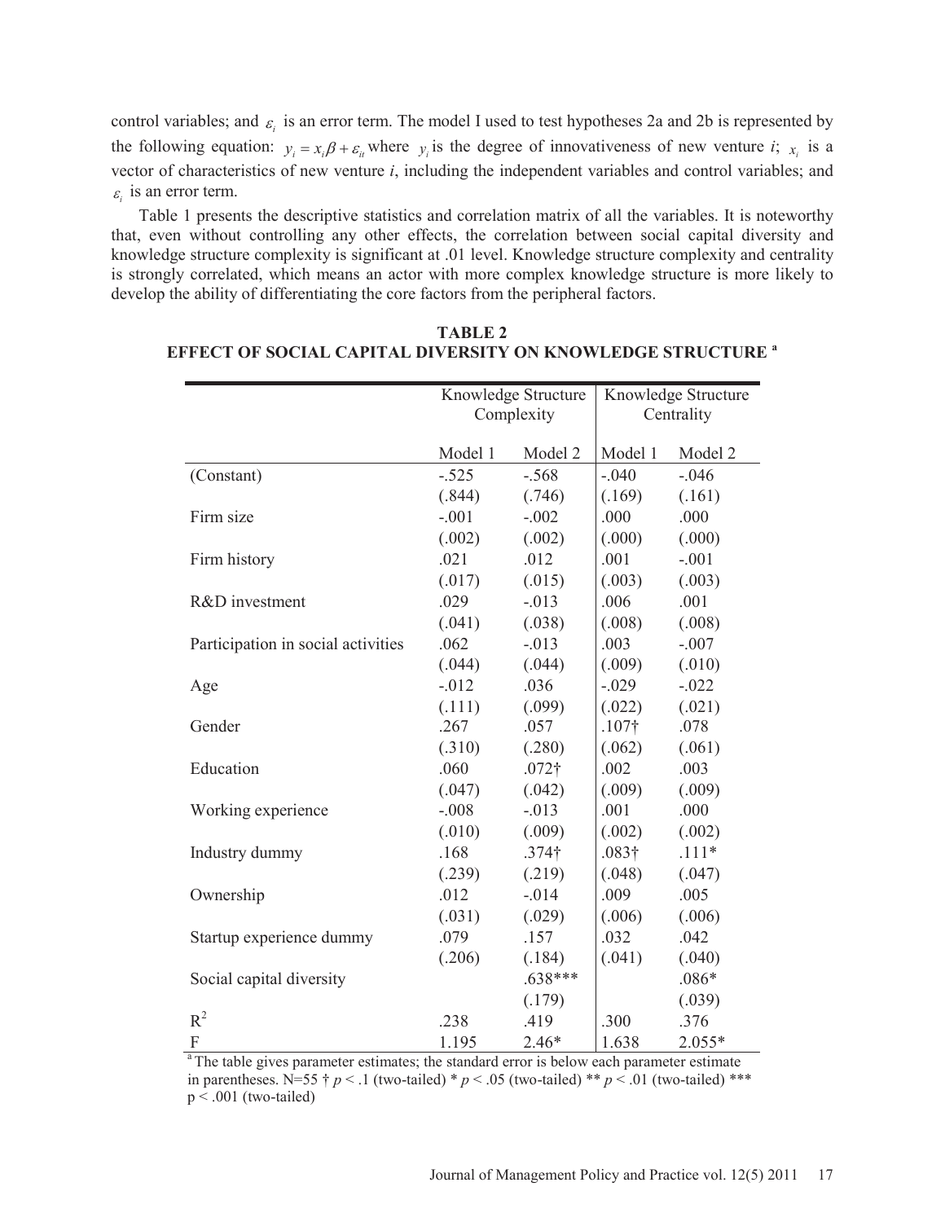control variables; and $\varepsilon_i$ is an error term. The model I used to test hypotheses 2a and 2b is represented by the following equation: $y_i = x_i\beta + \varepsilon_{it}$ where $y_i$ is the degree of innovativeness of new venture $i$; $x_i$ is a vector of characteristics of new venture $i$, including the independent variables and control variables; and $\varepsilon_i$ is an error term.

Table 1 presents the descriptive statistics and correlation matrix of all the variables. It is noteworthy that, even without controlling any other effects, the correlation between social capital diversity and knowledge structure complexity is significant at .01 level. Knowledge structure complexity and centrality is strongly correlated, which means an actor with more complex knowledge structure is more likely to develop the ability of differentiating the core factors from the peripheral factors.

**TABLE 2**
**EFFECT OF SOCIAL CAPITAL DIVERSITY ON KNOWLEDGE STRUCTURE [a]**

| | Knowledge Structure Complexity | | Knowledge Structure Centrality | |
|---|---|---|---|---|
| | Model 1 | Model 2 | Model 1 | Model 2 |
| (Constant) | -.525 | -.568 | -.040 | -.046 |
| | (.844) | (.746) | (.169) | (.161) |
| Firm size | -.001 | -.002 | .000 | .000 |
| | (.002) | (.002) | (.000) | (.000) |
| Firm history | .021 | .012 | .001 | -.001 |
| | (.017) | (.015) | (.003) | (.003) |
| R&D investment | .029 | -.013 | .006 | .001 |
| | (.041) | (.038) | (.008) | (.008) |
| Participation in social activities | .062 | -.013 | .003 | -.007 |
| | (.044) | (.044) | (.009) | (.010) |
| Age | -.012 | .036 | -.029 | -.022 |
| | (.111) | (.099) | (.022) | (.021) |
| Gender | .267 | .057 | .107† | .078 |
| | (.310) | (.280) | (.062) | (.061) |
| Education | .060 | .072† | .002 | .003 |
| | (.047) | (.042) | (.009) | (.009) |
| Working experience | -.008 | -.013 | .001 | .000 |
| | (.010) | (.009) | (.002) | (.002) |
| Industry dummy | .168 | .374† | .083† | .111* |
| | (.239) | (.219) | (.048) | (.047) |
| Ownership | .012 | -.014 | .009 | .005 |
| | (.031) | (.029) | (.006) | (.006) |
| Startup experience dummy | .079 | .157 | .032 | .042 |
| | (.206) | (.184) | (.041) | (.040) |
| Social capital diversity | | .638*** | | .086* |
| | | (.179) | | (.039) |
| $R^2$ | .238 | .419 | .300 | .376 |
| F | 1.195 | 2.46* | 1.638 | 2.055* |

[a] The table gives parameter estimates; the standard error is below each parameter estimate in parentheses. N=55 † $p < .1$ (two-tailed) * $p < .05$ (two-tailed) ** $p < .01$ (two-tailed) *** $p < .001$ (two-tailed)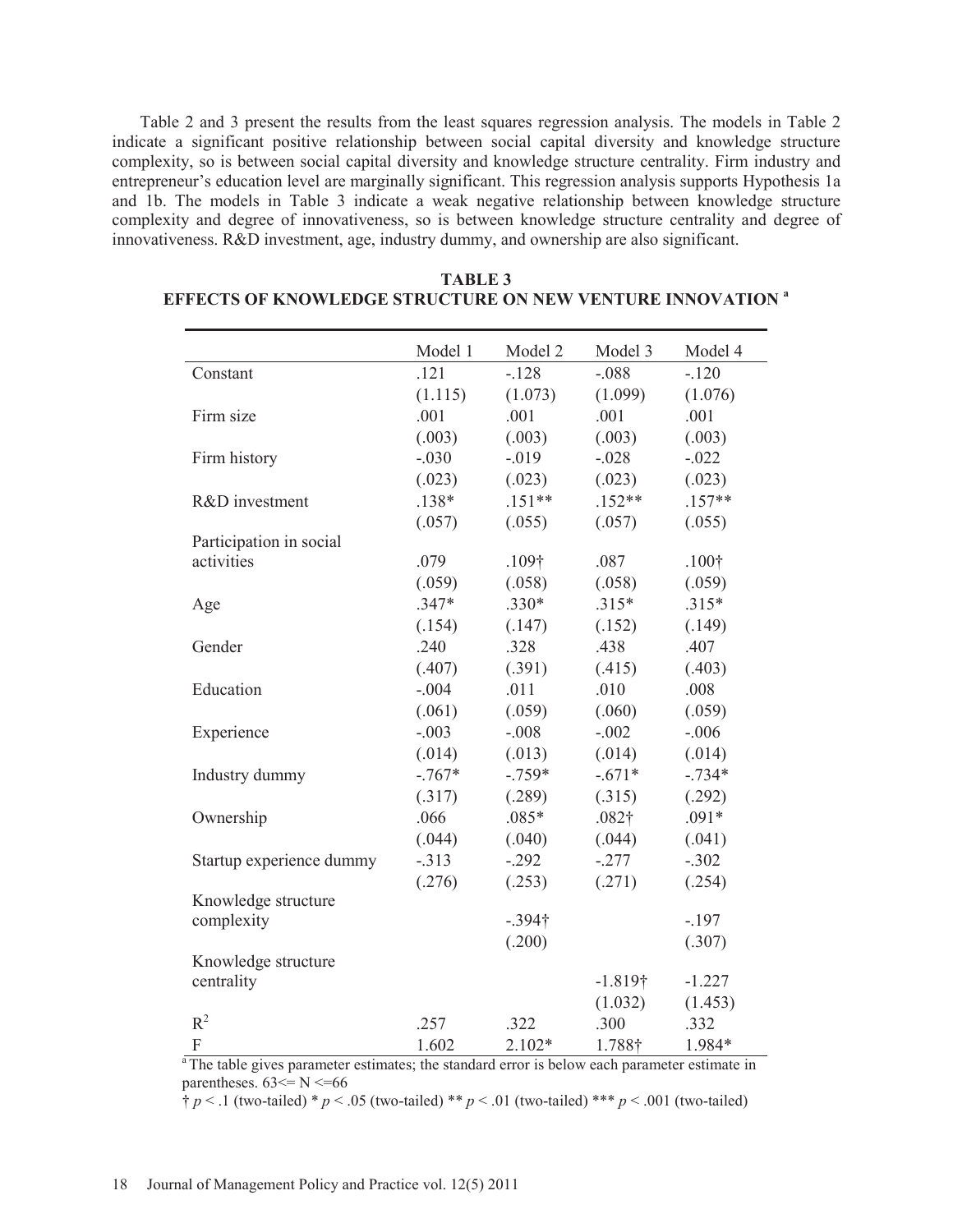Table 2 and 3 present the results from the least squares regression analysis. The models in Table 2 indicate a significant positive relationship between social capital diversity and knowledge structure complexity, so is between social capital diversity and knowledge structure centrality. Firm industry and entrepreneur's education level are marginally significant. This regression analysis supports Hypothesis 1a and 1b. The models in Table 3 indicate a weak negative relationship between knowledge structure complexity and degree of innovativeness, so is between knowledge structure centrality and degree of innovativeness. R&D investment, age, industry dummy, and ownership are also significant.

**TABLE 3**
**EFFECTS OF KNOWLEDGE STRUCTURE ON NEW VENTURE INNOVATION [a]**

| | Model 1 | Model 2 | Model 3 | Model 4 |
|---|---|---|---|---|
| Constant | .121 | -.128 | -.088 | -.120 |
| | (1.115) | (1.073) | (1.099) | (1.076) |
| Firm size | .001 | .001 | .001 | .001 |
| | (.003) | (.003) | (.003) | (.003) |
| Firm history | -.030 | -.019 | -.028 | -.022 |
| | (.023) | (.023) | (.023) | (.023) |
| R&D investment | .138* | .151** | .152** | .157** |
| | (.057) | (.055) | (.057) | (.055) |
| Participation in social activities | .079 | .109† | .087 | .100† |
| | (.059) | (.058) | (.058) | (.059) |
| Age | .347* | .330* | .315* | .315* |
| | (.154) | (.147) | (.152) | (.149) |
| Gender | .240 | .328 | .438 | .407 |
| | (.407) | (.391) | (.415) | (.403) |
| Education | -.004 | .011 | .010 | .008 |
| | (.061) | (.059) | (.060) | (.059) |
| Experience | -.003 | -.008 | -.002 | -.006 |
| | (.014) | (.013) | (.014) | (.014) |
| Industry dummy | -.767* | -.759* | -.671* | -.734* |
| | (.317) | (.289) | (.315) | (.292) |
| Ownership | .066 | .085* | .082† | .091* |
| | (.044) | (.040) | (.044) | (.041) |
| Startup experience dummy | -.313 | -.292 | -.277 | -.302 |
| | (.276) | (.253) | (.271) | (.254) |
| Knowledge structure complexity | | -.394† | | -.197 |
| | | (.200) | | (.307) |
| Knowledge structure centrality | | | -1.819† | -1.227 |
| | | | (1.032) | (1.453) |
| $R^2$ | .257 | .322 | .300 | .332 |
| F | 1.602 | 2.102* | 1.788† | 1.984* |

[a] The table gives parameter estimates; the standard error is below each parameter estimate in parentheses. $63 \le N \le 66$

† $p < .1$ (two-tailed) * $p < .05$ (two-tailed) ** $p < .01$ (two-tailed) *** $p < .001$ (two-tailed)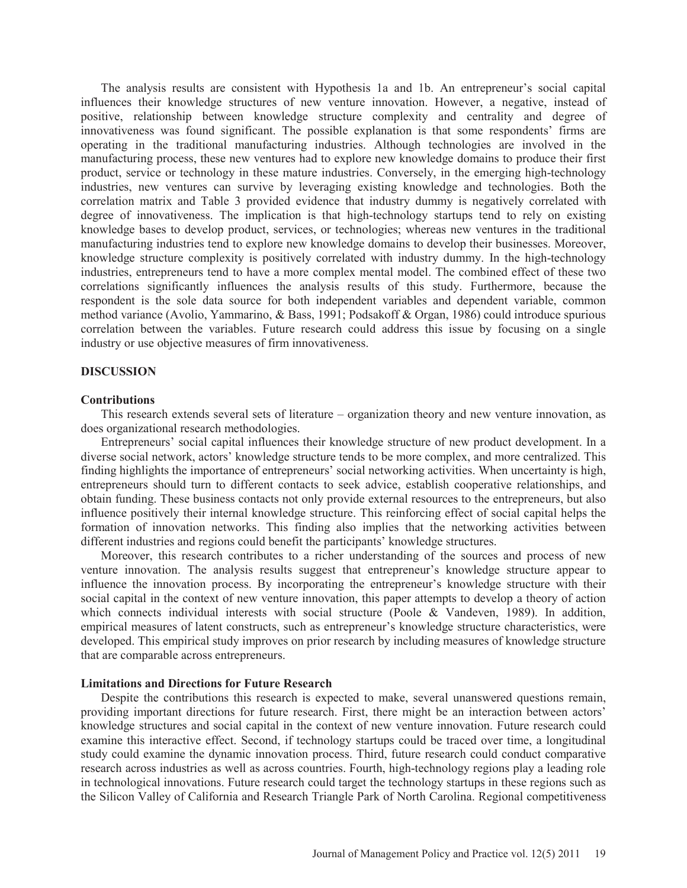The analysis results are consistent with Hypothesis 1a and 1b. An entrepreneur's social capital influences their knowledge structures of new venture innovation. However, a negative, instead of positive, relationship between knowledge structure complexity and centrality and degree of innovativeness was found significant. The possible explanation is that some respondents' firms are operating in the traditional manufacturing industries. Although technologies are involved in the manufacturing process, these new ventures had to explore new knowledge domains to produce their first product, service or technology in these mature industries. Conversely, in the emerging high-technology industries, new ventures can survive by leveraging existing knowledge and technologies. Both the correlation matrix and Table 3 provided evidence that industry dummy is negatively correlated with degree of innovativeness. The implication is that high-technology startups tend to rely on existing knowledge bases to develop product, services, or technologies; whereas new ventures in the traditional manufacturing industries tend to explore new knowledge domains to develop their businesses. Moreover, knowledge structure complexity is positively correlated with industry dummy. In the high-technology industries, entrepreneurs tend to have a more complex mental model. The combined effect of these two correlations significantly influences the analysis results of this study. Furthermore, because the respondent is the sole data source for both independent variables and dependent variable, common method variance (Avolio, Yammarino, & Bass, 1991; Podsakoff & Organ, 1986) could introduce spurious correlation between the variables. Future research could address this issue by focusing on a single industry or use objective measures of firm innovativeness.

## DISCUSSION

### Contributions

This research extends several sets of literature – organization theory and new venture innovation, as does organizational research methodologies.

Entrepreneurs' social capital influences their knowledge structure of new product development. In a diverse social network, actors' knowledge structure tends to be more complex, and more centralized. This finding highlights the importance of entrepreneurs' social networking activities. When uncertainty is high, entrepreneurs should turn to different contacts to seek advice, establish cooperative relationships, and obtain funding. These business contacts not only provide external resources to the entrepreneurs, but also influence positively their internal knowledge structure. This reinforcing effect of social capital helps the formation of innovation networks. This finding also implies that the networking activities between different industries and regions could benefit the participants' knowledge structures.

Moreover, this research contributes to a richer understanding of the sources and process of new venture innovation. The analysis results suggest that entrepreneur's knowledge structure appear to influence the innovation process. By incorporating the entrepreneur's knowledge structure with their social capital in the context of new venture innovation, this paper attempts to develop a theory of action which connects individual interests with social structure (Poole & Vandeven, 1989). In addition, empirical measures of latent constructs, such as entrepreneur's knowledge structure characteristics, were developed. This empirical study improves on prior research by including measures of knowledge structure that are comparable across entrepreneurs.

### Limitations and Directions for Future Research

Despite the contributions this research is expected to make, several unanswered questions remain, providing important directions for future research. First, there might be an interaction between actors' knowledge structures and social capital in the context of new venture innovation. Future research could examine this interactive effect. Second, if technology startups could be traced over time, a longitudinal study could examine the dynamic innovation process. Third, future research could conduct comparative research across industries as well as across countries. Fourth, high-technology regions play a leading role in technological innovations. Future research could target the technology startups in these regions such as the Silicon Valley of California and Research Triangle Park of North Carolina. Regional competitiveness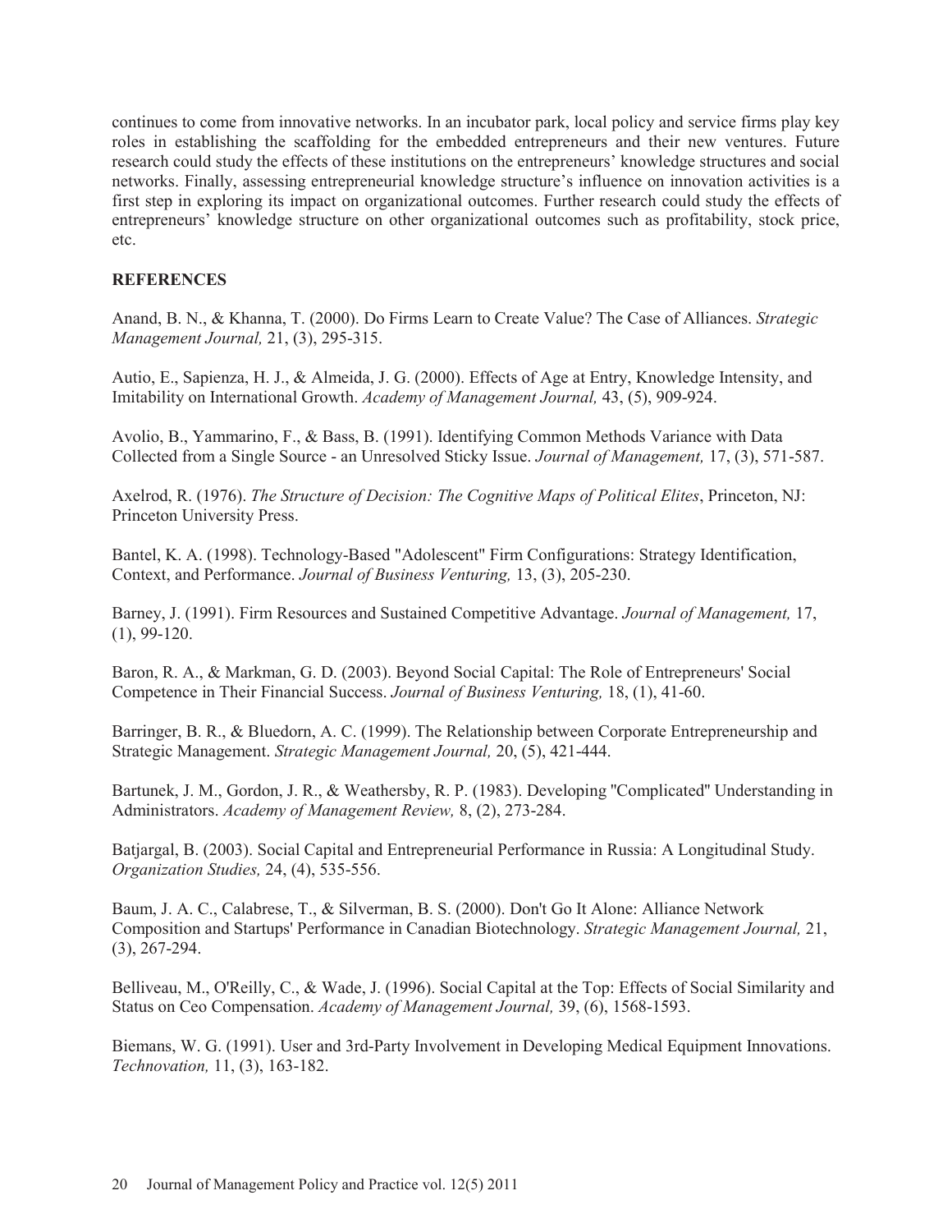continues to come from innovative networks. In an incubator park, local policy and service firms play key roles in establishing the scaffolding for the embedded entrepreneurs and their new ventures. Future research could study the effects of these institutions on the entrepreneurs' knowledge structures and social networks. Finally, assessing entrepreneurial knowledge structure's influence on innovation activities is a first step in exploring its impact on organizational outcomes. Further research could study the effects of entrepreneurs' knowledge structure on other organizational outcomes such as profitability, stock price, etc.

## REFERENCES

Anand, B. N., & Khanna, T. (2000). Do Firms Learn to Create Value? The Case of Alliances. *Strategic Management Journal,* 21, (3), 295-315.

Autio, E., Sapienza, H. J., & Almeida, J. G. (2000). Effects of Age at Entry, Knowledge Intensity, and Imitability on International Growth. *Academy of Management Journal,* 43, (5), 909-924.

Avolio, B., Yammarino, F., & Bass, B. (1991). Identifying Common Methods Variance with Data Collected from a Single Source - an Unresolved Sticky Issue. *Journal of Management,* 17, (3), 571-587.

Axelrod, R. (1976). *The Structure of Decision: The Cognitive Maps of Political Elites*, Princeton, NJ: Princeton University Press.

Bantel, K. A. (1998). Technology-Based "Adolescent" Firm Configurations: Strategy Identification, Context, and Performance. *Journal of Business Venturing,* 13, (3), 205-230.

Barney, J. (1991). Firm Resources and Sustained Competitive Advantage. *Journal of Management,* 17, (1), 99-120.

Baron, R. A., & Markman, G. D. (2003). Beyond Social Capital: The Role of Entrepreneurs' Social Competence in Their Financial Success. *Journal of Business Venturing,* 18, (1), 41-60.

Barringer, B. R., & Bluedorn, A. C. (1999). The Relationship between Corporate Entrepreneurship and Strategic Management. *Strategic Management Journal,* 20, (5), 421-444.

Bartunek, J. M., Gordon, J. R., & Weathersby, R. P. (1983). Developing "Complicated" Understanding in Administrators. *Academy of Management Review,* 8, (2), 273-284.

Batjargal, B. (2003). Social Capital and Entrepreneurial Performance in Russia: A Longitudinal Study. *Organization Studies,* 24, (4), 535-556.

Baum, J. A. C., Calabrese, T., & Silverman, B. S. (2000). Don't Go It Alone: Alliance Network Composition and Startups' Performance in Canadian Biotechnology. *Strategic Management Journal,* 21, (3), 267-294.

Belliveau, M., O'Reilly, C., & Wade, J. (1996). Social Capital at the Top: Effects of Social Similarity and Status on Ceo Compensation. *Academy of Management Journal,* 39, (6), 1568-1593.

Biemans, W. G. (1991). User and 3rd-Party Involvement in Developing Medical Equipment Innovations. *Technovation,* 11, (3), 163-182.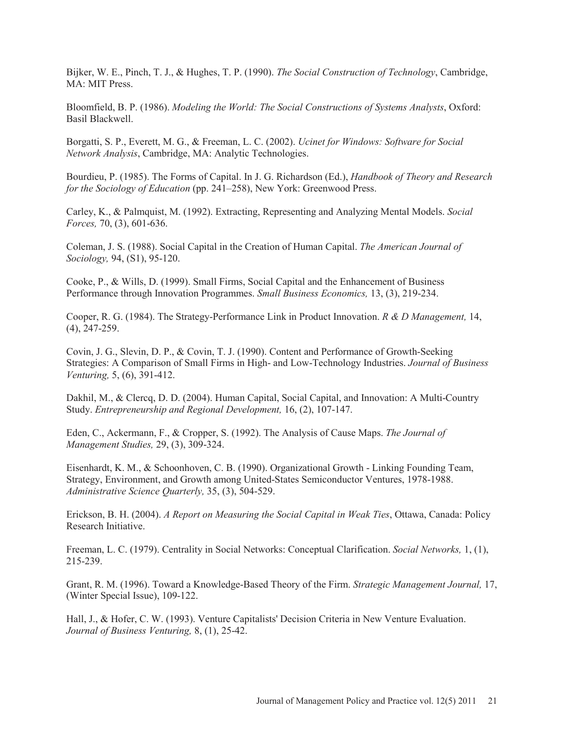Bijker, W. E., Pinch, T. J., & Hughes, T. P. (1990). *The Social Construction of Technology*, Cambridge, MA: MIT Press.

Bloomfield, B. P. (1986). *Modeling the World: The Social Constructions of Systems Analysts*, Oxford: Basil Blackwell.

Borgatti, S. P., Everett, M. G., & Freeman, L. C. (2002). *Ucinet for Windows: Software for Social Network Analysis*, Cambridge, MA: Analytic Technologies.

Bourdieu, P. (1985). The Forms of Capital. In J. G. Richardson (Ed.), *Handbook of Theory and Research for the Sociology of Education* (pp. 241–258), New York: Greenwood Press.

Carley, K., & Palmquist, M. (1992). Extracting, Representing and Analyzing Mental Models. *Social Forces,* 70, (3), 601-636.

Coleman, J. S. (1988). Social Capital in the Creation of Human Capital. *The American Journal of Sociology,* 94, (S1), 95-120.

Cooke, P., & Wills, D. (1999). Small Firms, Social Capital and the Enhancement of Business Performance through Innovation Programmes. *Small Business Economics,* 13, (3), 219-234.

Cooper, R. G. (1984). The Strategy-Performance Link in Product Innovation. *R & D Management,* 14, (4), 247-259.

Covin, J. G., Slevin, D. P., & Covin, T. J. (1990). Content and Performance of Growth-Seeking Strategies: A Comparison of Small Firms in High- and Low-Technology Industries. *Journal of Business Venturing,* 5, (6), 391-412.

Dakhil, M., & Clercq, D. D. (2004). Human Capital, Social Capital, and Innovation: A Multi-Country Study. *Entrepreneurship and Regional Development,* 16, (2), 107-147.

Eden, C., Ackermann, F., & Cropper, S. (1992). The Analysis of Cause Maps. *The Journal of Management Studies,* 29, (3), 309-324.

Eisenhardt, K. M., & Schoonhoven, C. B. (1990). Organizational Growth - Linking Founding Team, Strategy, Environment, and Growth among United-States Semiconductor Ventures, 1978-1988. *Administrative Science Quarterly,* 35, (3), 504-529.

Erickson, B. H. (2004). *A Report on Measuring the Social Capital in Weak Ties*, Ottawa, Canada: Policy Research Initiative.

Freeman, L. C. (1979). Centrality in Social Networks: Conceptual Clarification. *Social Networks,* 1, (1), 215-239.

Grant, R. M. (1996). Toward a Knowledge-Based Theory of the Firm. *Strategic Management Journal,* 17, (Winter Special Issue), 109-122.

Hall, J., & Hofer, C. W. (1993). Venture Capitalists' Decision Criteria in New Venture Evaluation. *Journal of Business Venturing,* 8, (1), 25-42.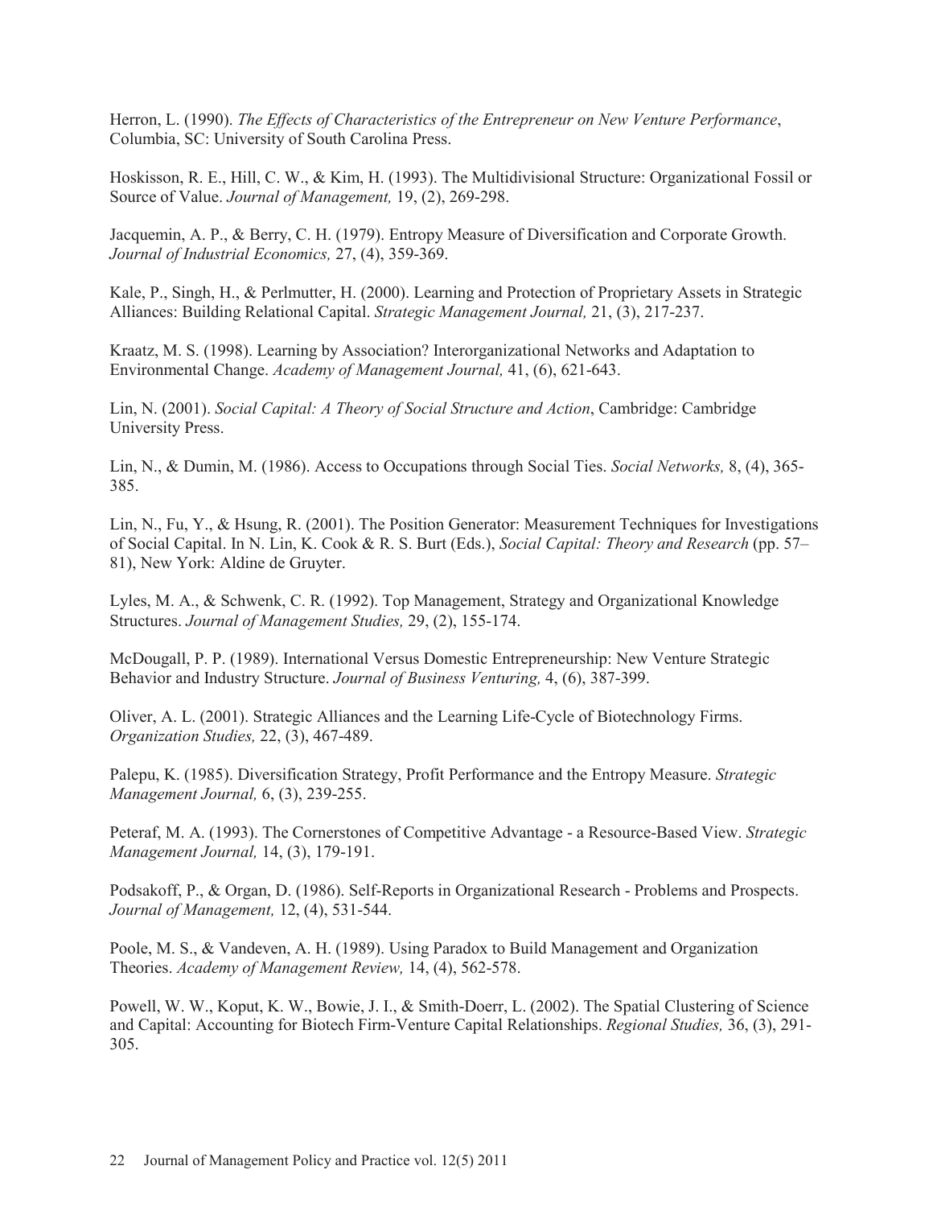Herron, L. (1990). *The Effects of Characteristics of the Entrepreneur on New Venture Performance*, Columbia, SC: University of South Carolina Press.

Hoskisson, R. E., Hill, C. W., & Kim, H. (1993). The Multidivisional Structure: Organizational Fossil or Source of Value. *Journal of Management,* 19, (2), 269-298.

Jacquemin, A. P., & Berry, C. H. (1979). Entropy Measure of Diversification and Corporate Growth. *Journal of Industrial Economics,* 27, (4), 359-369.

Kale, P., Singh, H., & Perlmutter, H. (2000). Learning and Protection of Proprietary Assets in Strategic Alliances: Building Relational Capital. *Strategic Management Journal,* 21, (3), 217-237.

Kraatz, M. S. (1998). Learning by Association? Interorganizational Networks and Adaptation to Environmental Change. *Academy of Management Journal,* 41, (6), 621-643.

Lin, N. (2001). *Social Capital: A Theory of Social Structure and Action*, Cambridge: Cambridge University Press.

Lin, N., & Dumin, M. (1986). Access to Occupations through Social Ties. *Social Networks,* 8, (4), 365-385.

Lin, N., Fu, Y., & Hsung, R. (2001). The Position Generator: Measurement Techniques for Investigations of Social Capital. In N. Lin, K. Cook & R. S. Burt (Eds.), *Social Capital: Theory and Research* (pp. 57–81), New York: Aldine de Gruyter.

Lyles, M. A., & Schwenk, C. R. (1992). Top Management, Strategy and Organizational Knowledge Structures. *Journal of Management Studies,* 29, (2), 155-174.

McDougall, P. P. (1989). International Versus Domestic Entrepreneurship: New Venture Strategic Behavior and Industry Structure. *Journal of Business Venturing,* 4, (6), 387-399.

Oliver, A. L. (2001). Strategic Alliances and the Learning Life-Cycle of Biotechnology Firms. *Organization Studies,* 22, (3), 467-489.

Palepu, K. (1985). Diversification Strategy, Profit Performance and the Entropy Measure. *Strategic Management Journal,* 6, (3), 239-255.

Peteraf, M. A. (1993). The Cornerstones of Competitive Advantage - a Resource-Based View. *Strategic Management Journal,* 14, (3), 179-191.

Podsakoff, P., & Organ, D. (1986). Self-Reports in Organizational Research - Problems and Prospects. *Journal of Management,* 12, (4), 531-544.

Poole, M. S., & Vandeven, A. H. (1989). Using Paradox to Build Management and Organization Theories. *Academy of Management Review,* 14, (4), 562-578.

Powell, W. W., Koput, K. W., Bowie, J. I., & Smith-Doerr, L. (2002). The Spatial Clustering of Science and Capital: Accounting for Biotech Firm-Venture Capital Relationships. *Regional Studies,* 36, (3), 291-305.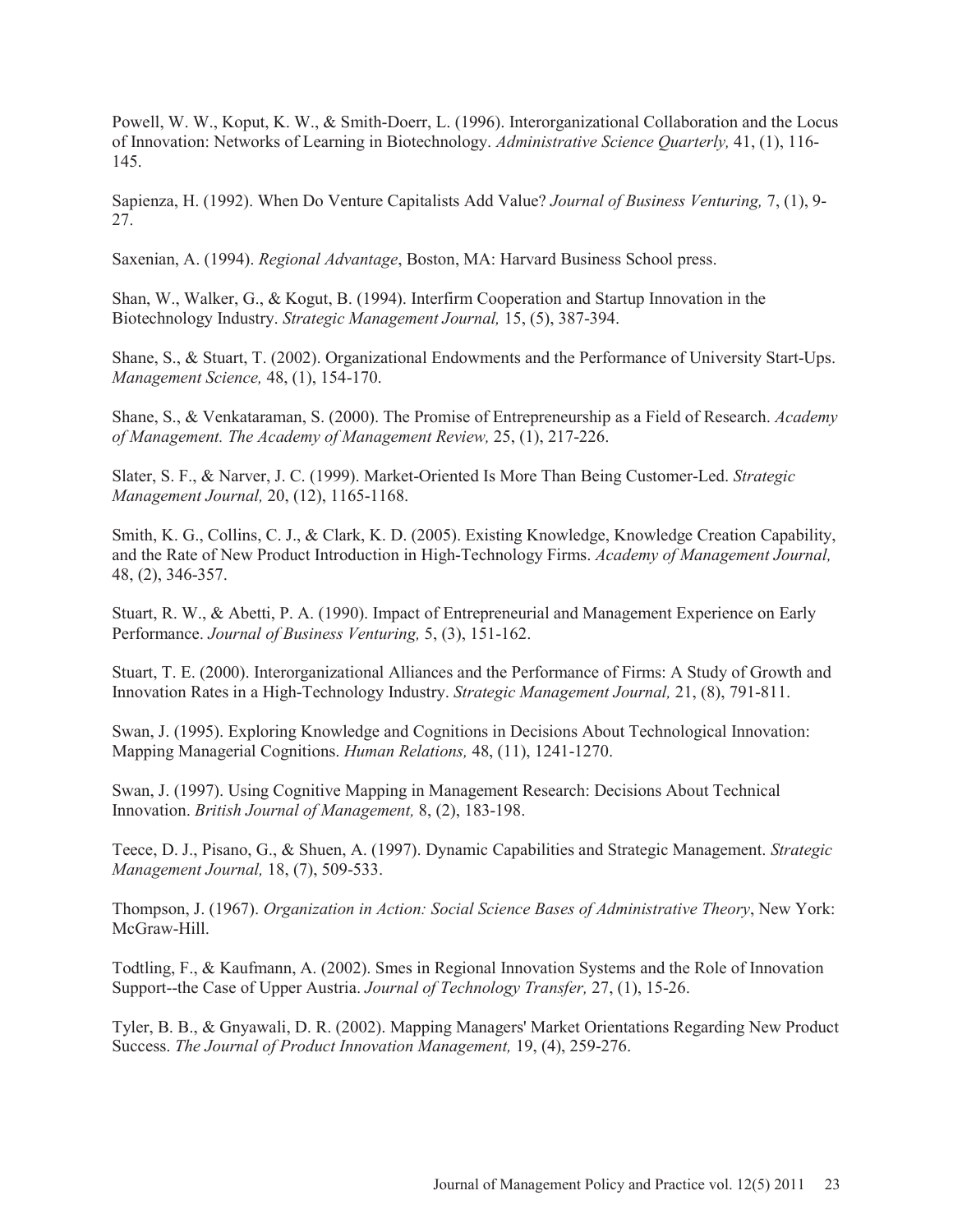Powell, W. W., Koput, K. W., & Smith-Doerr, L. (1996). Interorganizational Collaboration and the Locus of Innovation: Networks of Learning in Biotechnology. *Administrative Science Quarterly,* 41, (1), 116-145.

Sapienza, H. (1992). When Do Venture Capitalists Add Value? *Journal of Business Venturing,* 7, (1), 9-27.

Saxenian, A. (1994). *Regional Advantage*, Boston, MA: Harvard Business School press.

Shan, W., Walker, G., & Kogut, B. (1994). Interfirm Cooperation and Startup Innovation in the Biotechnology Industry. *Strategic Management Journal,* 15, (5), 387-394.

Shane, S., & Stuart, T. (2002). Organizational Endowments and the Performance of University Start-Ups. *Management Science,* 48, (1), 154-170.

Shane, S., & Venkataraman, S. (2000). The Promise of Entrepreneurship as a Field of Research. *Academy of Management. The Academy of Management Review,* 25, (1), 217-226.

Slater, S. F., & Narver, J. C. (1999). Market-Oriented Is More Than Being Customer-Led. *Strategic Management Journal,* 20, (12), 1165-1168.

Smith, K. G., Collins, C. J., & Clark, K. D. (2005). Existing Knowledge, Knowledge Creation Capability, and the Rate of New Product Introduction in High-Technology Firms. *Academy of Management Journal,* 48, (2), 346-357.

Stuart, R. W., & Abetti, P. A. (1990). Impact of Entrepreneurial and Management Experience on Early Performance. *Journal of Business Venturing,* 5, (3), 151-162.

Stuart, T. E. (2000). Interorganizational Alliances and the Performance of Firms: A Study of Growth and Innovation Rates in a High-Technology Industry. *Strategic Management Journal,* 21, (8), 791-811.

Swan, J. (1995). Exploring Knowledge and Cognitions in Decisions About Technological Innovation: Mapping Managerial Cognitions. *Human Relations,* 48, (11), 1241-1270.

Swan, J. (1997). Using Cognitive Mapping in Management Research: Decisions About Technical Innovation. *British Journal of Management,* 8, (2), 183-198.

Teece, D. J., Pisano, G., & Shuen, A. (1997). Dynamic Capabilities and Strategic Management. *Strategic Management Journal,* 18, (7), 509-533.

Thompson, J. (1967). *Organization in Action: Social Science Bases of Administrative Theory*, New York: McGraw-Hill.

Todtling, F., & Kaufmann, A. (2002). Smes in Regional Innovation Systems and the Role of Innovation Support--the Case of Upper Austria. *Journal of Technology Transfer,* 27, (1), 15-26.

Tyler, B. B., & Gnyawali, D. R. (2002). Mapping Managers' Market Orientations Regarding New Product Success. *The Journal of Product Innovation Management,* 19, (4), 259-276.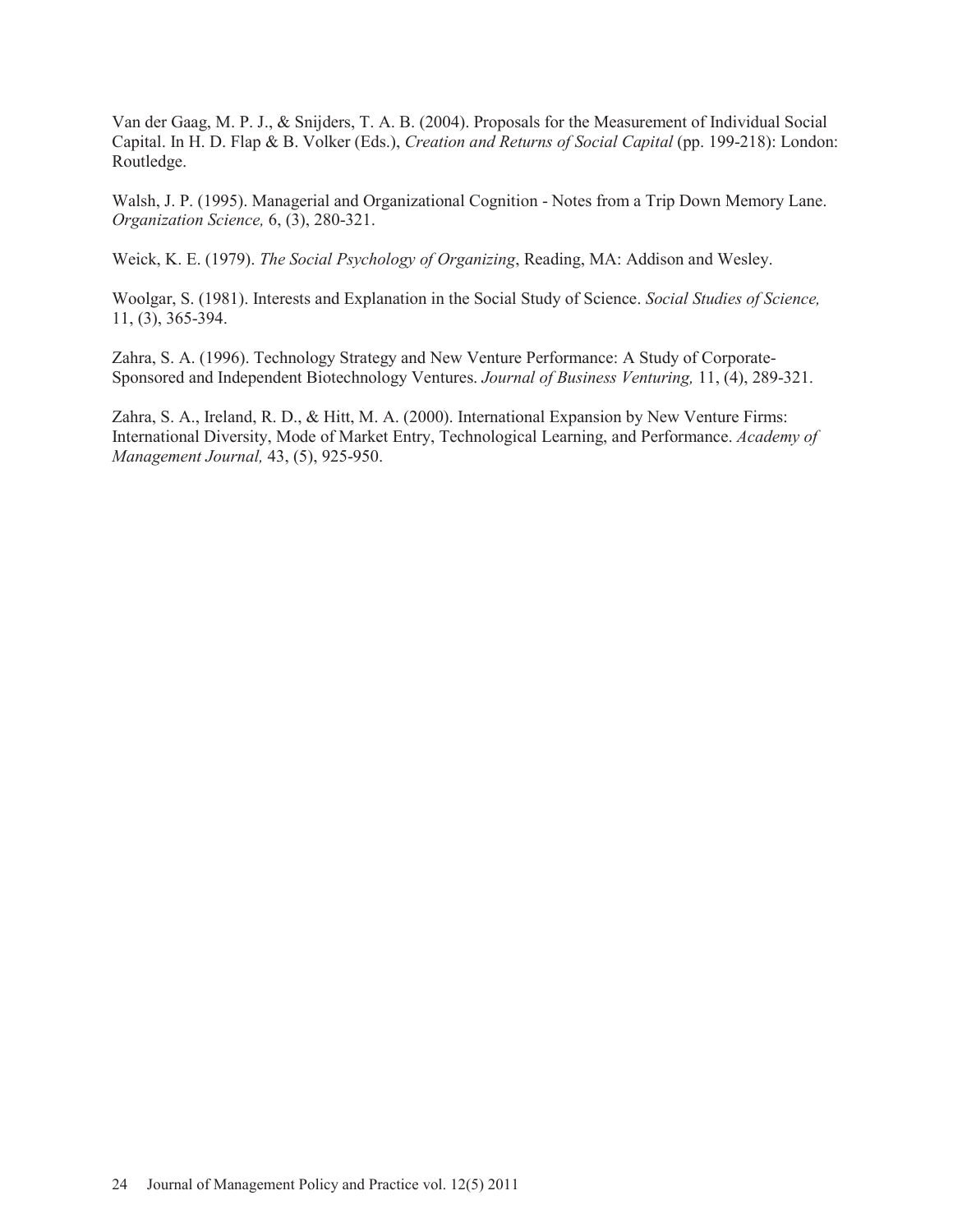Van der Gaag, M. P. J., & Snijders, T. A. B. (2004). Proposals for the Measurement of Individual Social Capital. In H. D. Flap & B. Volker (Eds.), *Creation and Returns of Social Capital* (pp. 199-218): London: Routledge.

Walsh, J. P. (1995). Managerial and Organizational Cognition - Notes from a Trip Down Memory Lane. *Organization Science,* 6, (3), 280-321.

Weick, K. E. (1979). *The Social Psychology of Organizing*, Reading, MA: Addison and Wesley.

Woolgar, S. (1981). Interests and Explanation in the Social Study of Science. *Social Studies of Science,* 11, (3), 365-394.

Zahra, S. A. (1996). Technology Strategy and New Venture Performance: A Study of Corporate-Sponsored and Independent Biotechnology Ventures. *Journal of Business Venturing,* 11, (4), 289-321.

Zahra, S. A., Ireland, R. D., & Hitt, M. A. (2000). International Expansion by New Venture Firms: International Diversity, Mode of Market Entry, Technological Learning, and Performance. *Academy of Management Journal,* 43, (5), 925-950.